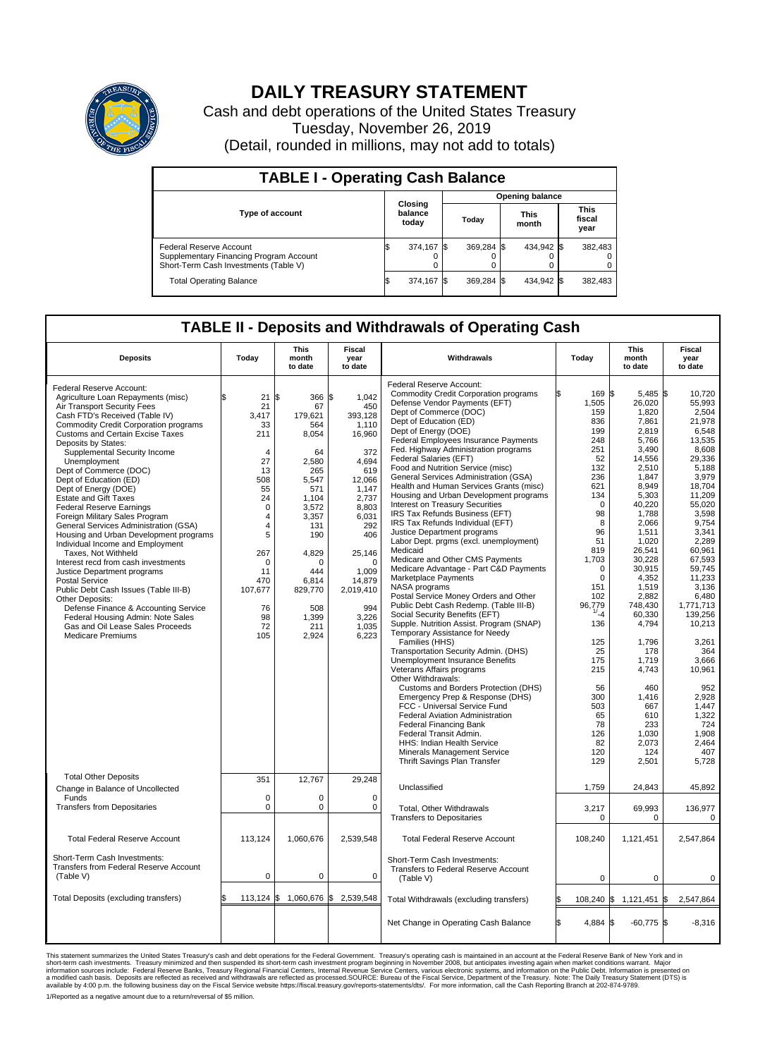# DAILY TREASURY STATEMENT

Cash and debt operations of the United States Treasury

Tuesday, November 26, 2019

(Detail, rounded in millions, may not add to totals)

## TABLE I - Operating Cash Balance

| Type of account | Closing balance today | Opening balance Today | Opening balance This month | Opening balance This fiscal year |
|---|---|---|---|---|
| Federal Reserve Account | $ 374,167 | $ 369,284 | $ 434,942 | $ 382,483 |
| Supplementary Financing Program Account | 0 | 0 | 0 | 0 |
| Short-Term Cash Investments (Table V) | 0 | 0 | 0 | 0 |
| Total Operating Balance | $ 374,167 | $ 369,284 | $ 434,942 | $ 382,483 |

## TABLE II - Deposits and Withdrawals of Operating Cash

| Deposits | Today | This month to date | Fiscal year to date |
|---|---|---|---|
| Federal Reserve Account: | | | |
| Agriculture Loan Repayments (misc) | $ 21 | $ 366 | $ 1,042 |
| Air Transport Security Fees | 21 | 67 | 450 |
| Cash FTD's Received (Table IV) | 3,417 | 179,621 | 393,128 |
| Commodity Credit Corporation programs | 33 | 564 | 1,110 |
| Customs and Certain Excise Taxes | 211 | 8,054 | 16,960 |
| Deposits by States: | | | |
| Supplemental Security Income | 4 | 64 | 372 |
| Unemployment | 27 | 2,580 | 4,694 |
| Dept of Commerce (DOC) | 13 | 265 | 619 |
| Dept of Education (ED) | 508 | 5,547 | 12,066 |
| Dept of Energy (DOE) | 55 | 571 | 1,147 |
| Estate and Gift Taxes | 24 | 1,104 | 2,737 |
| Federal Reserve Earnings | 0 | 3,572 | 8,803 |
| Foreign Military Sales Program | 4 | 3,357 | 6,031 |
| General Services Administration (GSA) | 4 | 131 | 292 |
| Housing and Urban Development programs | 5 | 190 | 406 |
| Individual Income and Employment Taxes, Not Withheld | 267 | 4,829 | 25,146 |
| Interest recd from cash investments | 0 | 0 | 0 |
| Justice Department programs | 11 | 444 | 1,009 |
| Postal Service | 470 | 6,814 | 14,879 |
| Public Debt Cash Issues (Table III-B) | 107,677 | 829,770 | 2,019,410 |
| Other Deposits: | | | |
| Defense Finance & Accounting Service | 76 | 508 | 994 |
| Federal Housing Admin: Note Sales | 98 | 1,399 | 3,226 |
| Gas and Oil Lease Sales Proceeds | 72 | 211 | 1,035 |
| Medicare Premiums | 105 | 2,924 | 6,223 |
| Total Other Deposits | 351 | 12,767 | 29,248 |
| Change in Balance of Uncollected Funds | 0 | 0 | 0 |
| Transfers from Depositaries | 0 | 0 | 0 |
| Total Federal Reserve Account | 113,124 | 1,060,676 | 2,539,548 |
| Short-Term Cash Investments: Transfers from Federal Reserve Account (Table V) | 0 | 0 | 0 |
| Total Deposits (excluding transfers) | $ 113,124 | $ 1,060,676 | $ 2,539,548 |

| Withdrawals | Today | This month to date | Fiscal year to date |
|---|---|---|---|
| Federal Reserve Account: | | | |
| Commodity Credit Corporation programs | $ 169 | $ 5,485 | $ 10,720 |
| Defense Vendor Payments (EFT) | 1,505 | 26,020 | 55,993 |
| Dept of Commerce (DOC) | 159 | 1,820 | 2,504 |
| Dept of Education (ED) | 836 | 7,861 | 21,978 |
| Dept of Energy (DOE) | 199 | 2,819 | 6,548 |
| Federal Employees Insurance Payments | 248 | 5,766 | 13,535 |
| Fed. Highway Administration programs | 251 | 3,490 | 8,608 |
| Federal Salaries (EFT) | 52 | 14,556 | 29,336 |
| Food and Nutrition Service (misc) | 132 | 2,510 | 5,188 |
| General Services Administration (GSA) | 236 | 1,847 | 3,979 |
| Health and Human Services Grants (misc) | 621 | 8,949 | 18,704 |
| Housing and Urban Development programs | 134 | 5,303 | 11,209 |
| Interest on Treasury Securities | 0 | 40,220 | 55,020 |
| IRS Tax Refunds Business (EFT) | 98 | 1,788 | 3,598 |
| IRS Tax Refunds Individual (EFT) | 8 | 2,066 | 9,754 |
| Justice Department programs | 96 | 1,511 | 3,341 |
| Labor Dept. prgms (excl. unemployment) | 51 | 1,020 | 2,289 |
| Medicaid | 819 | 26,541 | 60,961 |
| Medicare and Other CMS Payments | 1,703 | 30,228 | 67,593 |
| Medicare Advantage - Part C&D Payments | 0 | 30,915 | 59,745 |
| Marketplace Payments | 0 | 4,352 | 11,233 |
| NASA programs | 151 | 1,519 | 3,136 |
| Postal Service Money Orders and Other | 102 | 2,882 | 6,480 |
| Public Debt Cash Redemp. (Table III-B) | 96,779 | 748,430 | 1,771,713 |
| Social Security Benefits (EFT) | [1]-4 | 60,330 | 139,256 |
| Supple. Nutrition Assist. Program (SNAP) | 136 | 4,794 | 10,213 |
| Temporary Assistance for Needy Families (HHS) | 125 | 1,796 | 3,261 |
| Transportation Security Admin. (DHS) | 25 | 178 | 364 |
| Unemployment Insurance Benefits | 175 | 1,719 | 3,666 |
| Veterans Affairs programs | 215 | 4,743 | 10,961 |
| Other Withdrawals: | | | |
| Customs and Borders Protection (DHS) | 56 | 460 | 952 |
| Emergency Prep & Response (DHS) | 300 | 1,416 | 2,928 |
| FCC - Universal Service Fund | 503 | 667 | 1,447 |
| Federal Aviation Administration | 65 | 610 | 1,322 |
| Federal Financing Bank | 78 | 233 | 724 |
| Federal Transit Admin. | 126 | 1,030 | 1,908 |
| HHS: Indian Health Service | 82 | 2,073 | 2,464 |
| Minerals Management Service | 120 | 124 | 407 |
| Thrift Savings Plan Transfer | 129 | 2,501 | 5,728 |
| Unclassified | 1,759 | 24,843 | 45,892 |
| Total, Other Withdrawals | 3,217 | 69,993 | 136,977 |
| Transfers to Depositaries | 0 | 0 | 0 |
| Total Federal Reserve Account | 108,240 | 1,121,451 | 2,547,864 |
| Short-Term Cash Investments: Transfers to Federal Reserve Account (Table V) | 0 | 0 | 0 |
| Total Withdrawals (excluding transfers) | $ 108,240 | $ 1,121,451 | $ 2,547,864 |
| Net Change in Operating Cash Balance | $ 4,884 | $ -60,775 | $ -8,316 |

This statement summarizes the United States Treasury's cash and debt operations for the Federal Government. Treasury's operating cash is maintained in an account at the Federal Reserve Bank of New York and in short-term cash investments. Treasury minimized and then suspended its short-term cash investment program beginning in November 2008, but anticipates investing again when market conditions warrant. Major information sources include: Federal Reserve Banks, Treasury Regional Financial Centers, Internal Revenue Service Centers, various electronic systems, and information on the Public Debt. Information is presented on a modified cash basis. Deposits are reflected as received and withdrawals are reflected as processed.SOURCE: Bureau of the Fiscal Service, Department of the Treasury. Note: The Daily Treasury Statement (DTS) is available by 4:00 p.m. the following business day on the Fiscal Service website https://fiscal.treasury.gov/reports-statements/dts/. For more information, call the Cash Reporting Branch at 202-874-9789.

1/Reported as a negative amount due to a return/reversal of $5 million.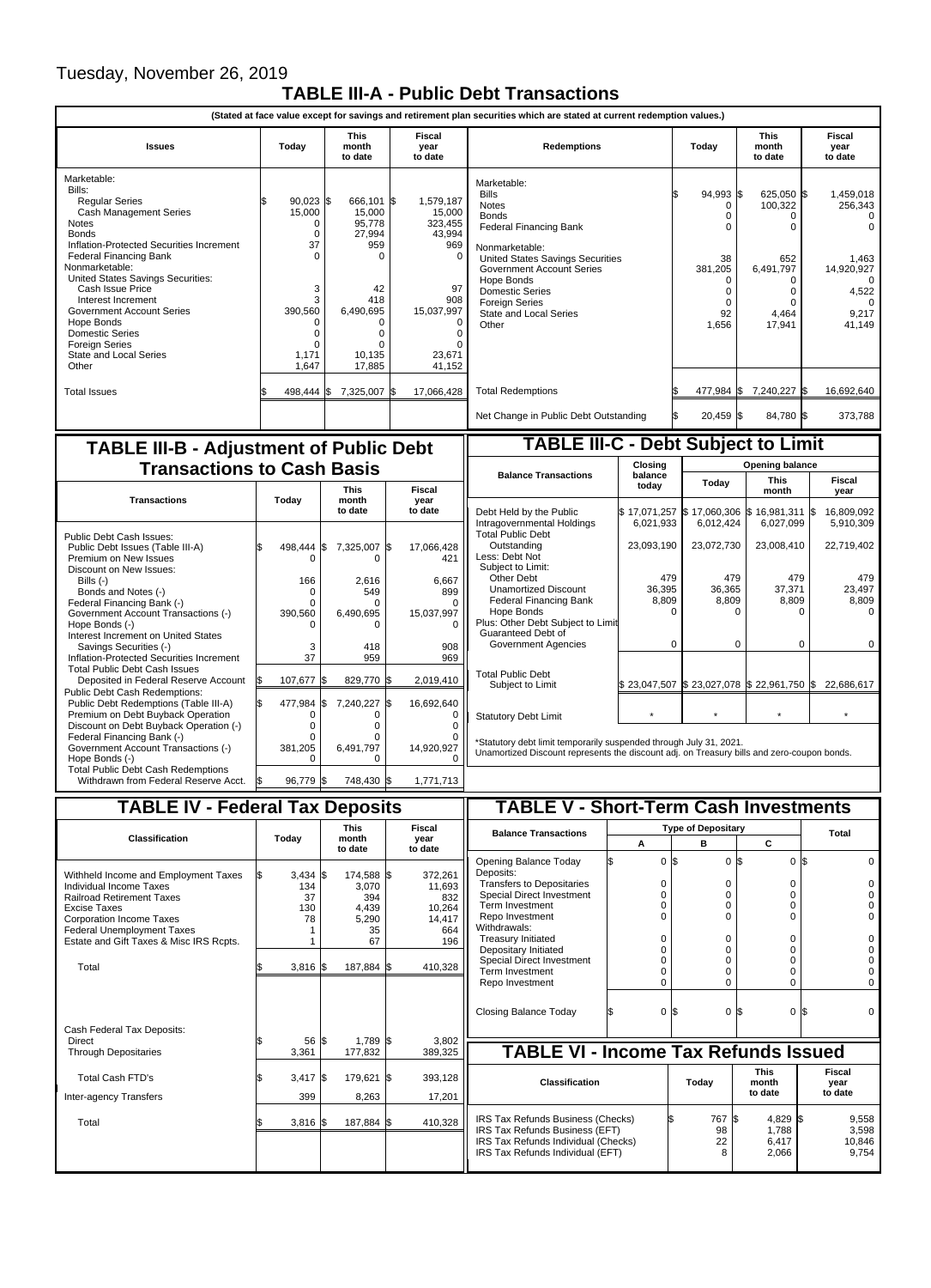Tuesday, November 26, 2019

# TABLE III-A - Public Debt Transactions

(Stated at face value except for savings and retirement plan securities which are stated at current redemption values.)

| Issues | Today | This month to date | Fiscal year to date |
|---|---|---|---|
| Marketable: | | | |
| Bills: | | | |
| Regular Series | $ 90,023 | $ 666,101 | $ 1,579,187 |
| Cash Management Series | 15,000 | 15,000 | 15,000 |
| Notes | 0 | 95,778 | 323,455 |
| Bonds | 0 | 27,994 | 43,994 |
| Inflation-Protected Securities Increment | 37 | 959 | 969 |
| Federal Financing Bank | 0 | 0 | 0 |
| Nonmarketable: | | | |
| United States Savings Securities: | | | |
| Cash Issue Price | 3 | 42 | 97 |
| Interest Increment | 3 | 418 | 908 |
| Government Account Series | 390,560 | 6,490,695 | 15,037,997 |
| Hope Bonds | 0 | 0 | 0 |
| Domestic Series | 0 | 0 | 0 |
| Foreign Series | 0 | 0 | 0 |
| State and Local Series | 1,171 | 10,135 | 23,671 |
| Other | 1,647 | 17,885 | 41,152 |
| Total Issues | $ 498,444 | $ 7,325,007 | $ 17,066,428 |

| Redemptions | Today | This month to date | Fiscal year to date |
|---|---|---|---|
| Marketable: | | | |
| Bills | $ 94,993 | $ 625,050 | $ 1,459,018 |
| Notes | 0 | 100,322 | 256,343 |
| Bonds | 0 | 0 | 0 |
| Federal Financing Bank | 0 | 0 | 0 |
| Nonmarketable: | | | |
| United States Savings Securities | 38 | 652 | 1,463 |
| Government Account Series | 381,205 | 6,491,797 | 14,920,927 |
| Hope Bonds | 0 | 0 | 0 |
| Domestic Series | 0 | 0 | 4,522 |
| Foreign Series | 0 | 0 | 0 |
| State and Local Series | 92 | 4,464 | 9,217 |
| Other | 1,656 | 17,941 | 41,149 |
| Total Redemptions | $ 477,984 | $ 7,240,227 | $ 16,692,640 |
| Net Change in Public Debt Outstanding | $ 20,459 | $ 84,780 | $ 373,788 |

# TABLE III-B - Adjustment of Public Debt Transactions to Cash Basis

| Transactions | Today | This month to date | Fiscal year to date |
|---|---|---|---|
| Public Debt Cash Issues: | | | |
| Public Debt Issues (Table III-A) | $ 498,444 | $ 7,325,007 | $ 17,066,428 |
| Premium on New Issues | 0 | 0 | 421 |
| Discount on New Issues: | | | |
| Bills (-) | 166 | 2,616 | 6,667 |
| Bonds and Notes (-) | 0 | 549 | 899 |
| Federal Financing Bank (-) | 0 | 0 | 0 |
| Government Account Transactions (-) | 390,560 | 6,490,695 | 15,037,997 |
| Hope Bonds (-) | 0 | 0 | 0 |
| Interest Increment on United States Savings Securities (-) | 3 | 418 | 908 |
| Inflation-Protected Securities Increment | 37 | 959 | 969 |
| Total Public Debt Cash Issues Deposited in Federal Reserve Account | $ 107,677 | $ 829,770 | $ 2,019,410 |
| Public Debt Cash Redemptions: | | | |
| Public Debt Redemptions (Table III-A) | $ 477,984 | $ 7,240,227 | $ 16,692,640 |
| Premium on Debt Buyback Operation | 0 | 0 | 0 |
| Discount on Debt Buyback Operation (-) | 0 | 0 | 0 |
| Federal Financing Bank (-) | 0 | 0 | 0 |
| Government Account Transactions (-) | 381,205 | 6,491,797 | 14,920,927 |
| Hope Bonds (-) | 0 | 0 | 0 |
| Total Public Debt Cash Redemptions Withdrawn from Federal Reserve Acct. | $ 96,779 | $ 748,430 | $ 1,771,713 |

# TABLE III-C - Debt Subject to Limit

| Balance Transactions | Closing balance today | Opening balance Today | Opening balance This month | Opening balance Fiscal year |
|---|---|---|---|---|
| Debt Held by the Public | $ 17,071,257 | $ 17,060,306 | $ 16,981,311 | $ 16,809,092 |
| Intragovernmental Holdings | 6,021,933 | 6,012,424 | 6,027,099 | 5,910,309 |
| Total Public Debt Outstanding | 23,093,190 | 23,072,730 | 23,008,410 | 22,719,402 |
| Less: Debt Not Subject to Limit: | | | | |
| Other Debt | 479 | 479 | 479 | 479 |
| Unamortized Discount | 36,395 | 36,365 | 37,371 | 23,497 |
| Federal Financing Bank | 8,809 | 8,809 | 8,809 | 8,809 |
| Hope Bonds | 0 | 0 | 0 | 0 |
| Plus: Other Debt Subject to Limit | | | | |
| Guaranteed Debt of Government Agencies | 0 | 0 | 0 | 0 |
| Total Public Debt Subject to Limit | $ 23,047,507 | $ 23,027,078 | $ 22,961,750 | $ 22,686,617 |
| Statutory Debt Limit | * | * | * | * |

*Statutory debt limit temporarily suspended through July 31, 2021.
Unamortized Discount represents the discount adj. on Treasury bills and zero-coupon bonds.

# TABLE IV - Federal Tax Deposits

| Classification | Today | This month to date | Fiscal year to date |
|---|---|---|---|
| Withheld Income and Employment Taxes | $ 3,434 | $ 174,588 | $ 372,261 |
| Individual Income Taxes | 134 | 3,070 | 11,693 |
| Railroad Retirement Taxes | 37 | 394 | 832 |
| Excise Taxes | 130 | 4,439 | 10,264 |
| Corporation Income Taxes | 78 | 5,290 | 14,417 |
| Federal Unemployment Taxes | 1 | 35 | 664 |
| Estate and Gift Taxes & Misc IRS Rcpts. | 1 | 67 | 196 |
| Total | $ 3,816 | $ 187,884 | $ 410,328 |
| Cash Federal Tax Deposits: | | | |
| Direct | $ 56 | $ 1,789 | $ 3,802 |
| Through Depositaries | 3,361 | 177,832 | 389,325 |
| Total Cash FTD's | $ 3,417 | $ 179,621 | $ 393,128 |
| Inter-agency Transfers | 399 | 8,263 | 17,201 |
| Total | $ 3,816 | $ 187,884 | $ 410,328 |

# TABLE V - Short-Term Cash Investments

| Balance Transactions | Type of Depositary A | Type of Depositary B | Type of Depositary C | Total |
|---|---|---|---|---|
| Opening Balance Today | $ 0 | $ 0 | $ 0 | $ 0 |
| Deposits: | | | | |
| Transfers to Depositaries | 0 | 0 | 0 | 0 |
| Special Direct Investment | 0 | 0 | 0 | 0 |
| Term Investment | 0 | 0 | 0 | 0 |
| Repo Investment | 0 | 0 | 0 | 0 |
| Withdrawals: | | | | |
| Treasury Initiated | 0 | 0 | 0 | 0 |
| Depositary Initiated | 0 | 0 | 0 | 0 |
| Special Direct Investment | 0 | 0 | 0 | 0 |
| Term Investment | 0 | 0 | 0 | 0 |
| Repo Investment | 0 | 0 | 0 | 0 |
| Closing Balance Today | $ 0 | $ 0 | $ 0 | $ 0 |

# TABLE VI - Income Tax Refunds Issued

| Classification | Today | This month to date | Fiscal year to date |
|---|---|---|---|
| IRS Tax Refunds Business (Checks) | $ 767 | $ 4,829 | $ 9,558 |
| IRS Tax Refunds Business (EFT) | 98 | 1,788 | 3,598 |
| IRS Tax Refunds Individual (Checks) | 22 | 6,417 | 10,846 |
| IRS Tax Refunds Individual (EFT) | 8 | 2,066 | 9,754 |